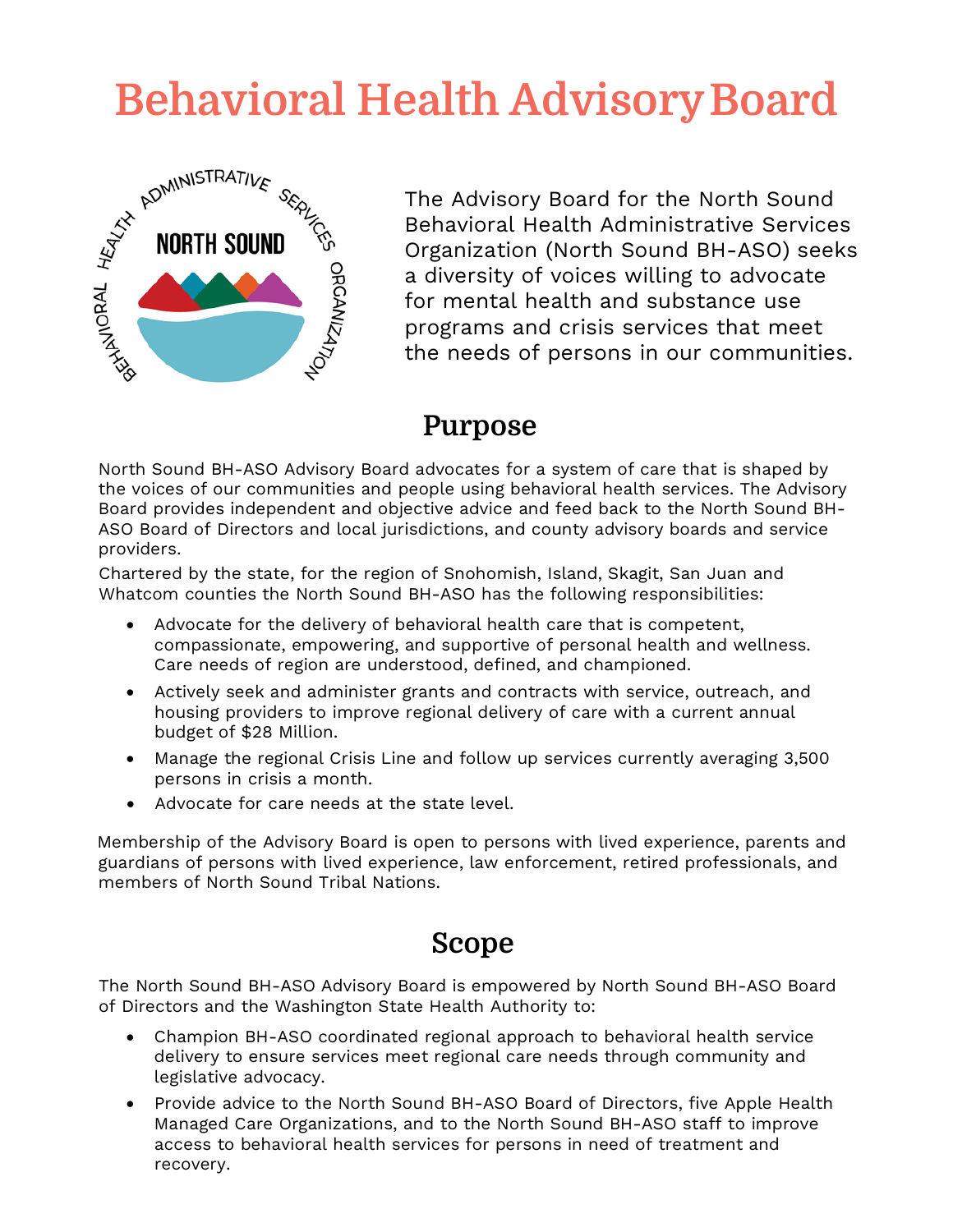# Behavioral Health Advisory Board

The Advisory Board for the North Sound Behavioral Health Administrative Services Organization (North Sound BH-ASO) seeks a diversity of voices willing to advocate for mental health and substance use programs and crisis services that meet the needs of persons in our communities.

## Purpose

North Sound BH-ASO Advisory Board advocates for a system of care that is shaped by the voices of our communities and people using behavioral health services. The Advisory Board provides independent and objective advice and feed back to the North Sound BH-ASO Board of Directors and local jurisdictions, and county advisory boards and service providers.

Chartered by the state, for the region of Snohomish, Island, Skagit, San Juan and Whatcom counties the North Sound BH-ASO has the following responsibilities:

- Advocate for the delivery of behavioral health care that is competent, compassionate, empowering, and supportive of personal health and wellness. Care needs of region are understood, defined, and championed.
- Actively seek and administer grants and contracts with service, outreach, and housing providers to improve regional delivery of care with a current annual budget of $28 Million.
- Manage the regional Crisis Line and follow up services currently averaging 3,500 persons in crisis a month.
- Advocate for care needs at the state level.

Membership of the Advisory Board is open to persons with lived experience, parents and guardians of persons with lived experience, law enforcement, retired professionals, and members of North Sound Tribal Nations.

## Scope

The North Sound BH-ASO Advisory Board is empowered by North Sound BH-ASO Board of Directors and the Washington State Health Authority to:

- Champion BH-ASO coordinated regional approach to behavioral health service delivery to ensure services meet regional care needs through community and legislative advocacy.
- Provide advice to the North Sound BH-ASO Board of Directors, five Apple Health Managed Care Organizations, and to the North Sound BH-ASO staff to improve access to behavioral health services for persons in need of treatment and recovery.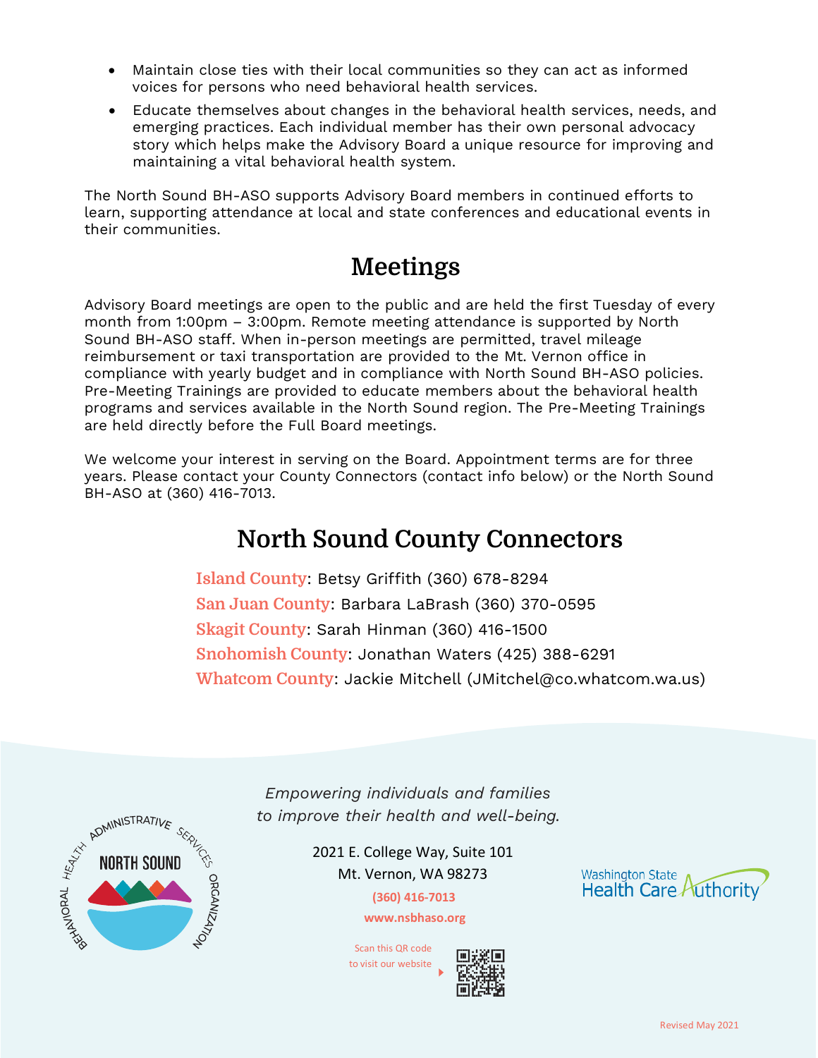- Maintain close ties with their local communities so they can act as informed voices for persons who need behavioral health services.
- Educate themselves about changes in the behavioral health services, needs, and emerging practices. Each individual member has their own personal advocacy story which helps make the Advisory Board a unique resource for improving and maintaining a vital behavioral health system.

The North Sound BH-ASO supports Advisory Board members in continued efforts to learn, supporting attendance at local and state conferences and educational events in their communities.

## Meetings

Advisory Board meetings are open to the public and are held the first Tuesday of every month from 1:00pm – 3:00pm. Remote meeting attendance is supported by North Sound BH-ASO staff. When in-person meetings are permitted, travel mileage reimbursement or taxi transportation are provided to the Mt. Vernon office in compliance with yearly budget and in compliance with North Sound BH-ASO policies. Pre-Meeting Trainings are provided to educate members about the behavioral health programs and services available in the North Sound region. The Pre-Meeting Trainings are held directly before the Full Board meetings.

We welcome your interest in serving on the Board. Appointment terms are for three years. Please contact your County Connectors (contact info below) or the North Sound BH-ASO at (360) 416-7013.

## North Sound County Connectors

**Island County**: Betsy Griffith (360) 678-8294

**San Juan County**: Barbara LaBrash (360) 370-0595

**Skagit County**: Sarah Hinman (360) 416-1500

**Snohomish County**: Jonathan Waters (425) 388-6291

**Whatcom County**: Jackie Mitchell (JMitchel@co.whatcom.wa.us)

NORTH SOUND BEHAVIORAL HEALTH ADMINISTRATIVE SERVICES ORGANIZATION

*Empowering individuals and families to improve their health and well-being.*

2021 E. College Way, Suite 101
Mt. Vernon, WA 98273
(360) 416-7013
www.nsbhaso.org

Scan this QR code to visit our website

Washington State Health Care Authority

Revised May 2021